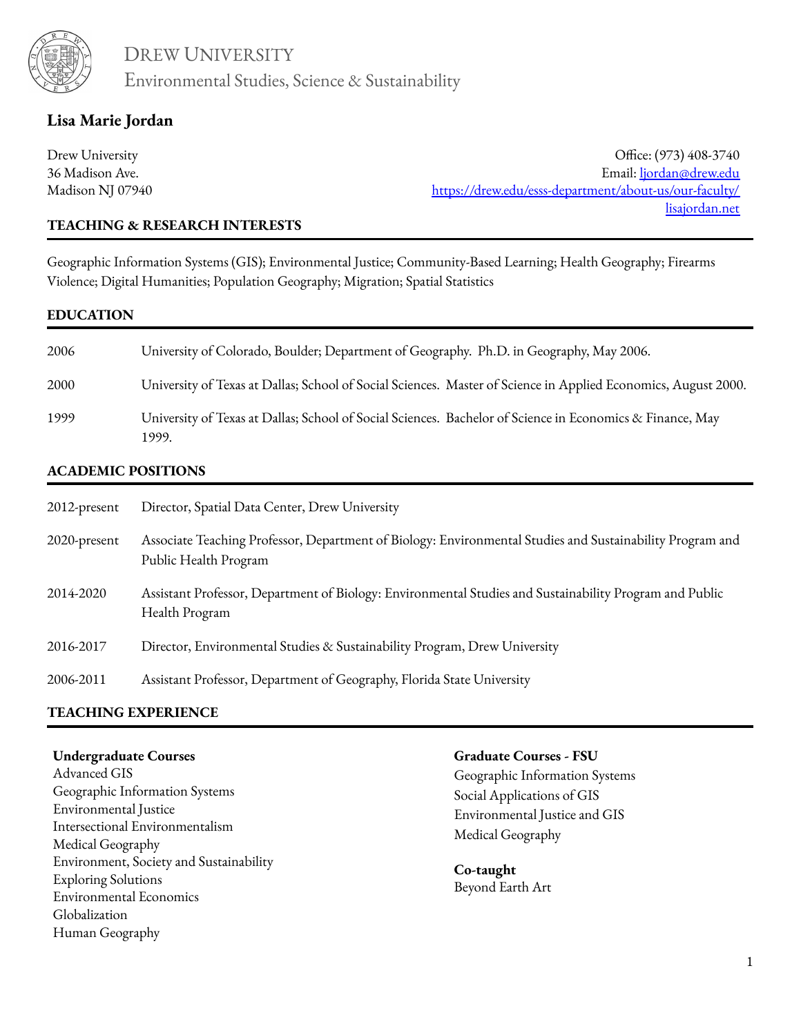DREW UNIVERSITY
Environmental Studies, Science & Sustainability

# Lisa Marie Jordan

Drew University
36 Madison Ave.
Madison NJ 07940

Office: (973) 408-3740
Email: ljordan@drew.edu
https://drew.edu/esss-department/about-us/our-faculty/
lisajordan.net

## TEACHING & RESEARCH INTERESTS

Geographic Information Systems (GIS); Environmental Justice; Community-Based Learning; Health Geography; Firearms Violence; Digital Humanities; Population Geography; Migration; Spatial Statistics

## EDUCATION

| | |
|---|---|
| 2006 | University of Colorado, Boulder; Department of Geography. Ph.D. in Geography, May 2006. |
| 2000 | University of Texas at Dallas; School of Social Sciences. Master of Science in Applied Economics, August 2000. |
| 1999 | University of Texas at Dallas; School of Social Sciences. Bachelor of Science in Economics & Finance, May 1999. |

## ACADEMIC POSITIONS

| | |
|---|---|
| 2012-present | Director, Spatial Data Center, Drew University |
| 2020-present | Associate Teaching Professor, Department of Biology: Environmental Studies and Sustainability Program and Public Health Program |
| 2014-2020 | Assistant Professor, Department of Biology: Environmental Studies and Sustainability Program and Public Health Program |
| 2016-2017 | Director, Environmental Studies & Sustainability Program, Drew University |
| 2006-2011 | Assistant Professor, Department of Geography, Florida State University |

## TEACHING EXPERIENCE

**Undergraduate Courses**
Advanced GIS
Geographic Information Systems
Environmental Justice
Intersectional Environmentalism
Medical Geography
Environment, Society and Sustainability
Exploring Solutions
Environmental Economics
Globalization
Human Geography

**Graduate Courses - FSU**
Geographic Information Systems
Social Applications of GIS
Environmental Justice and GIS
Medical Geography

**Co-taught**
Beyond Earth Art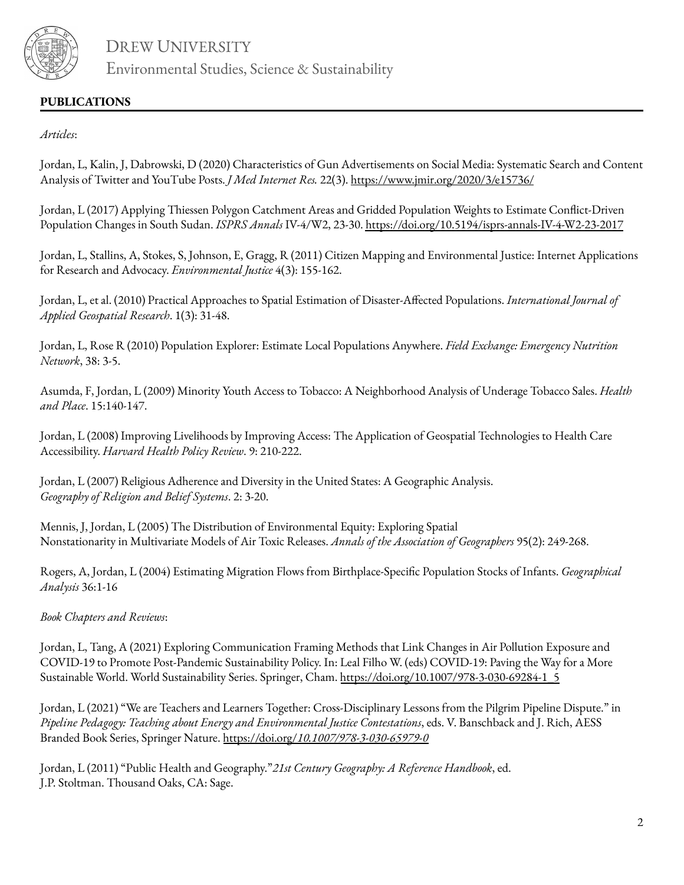## **PUBLICATIONS**

*Articles*:

Jordan, L, Kalin, J, Dabrowski, D (2020) Characteristics of Gun Advertisements on Social Media: Systematic Search and Content Analysis of Twitter and YouTube Posts. *J Med Internet Res.* 22(3). https://www.jmir.org/2020/3/e15736/

Jordan, L (2017) Applying Thiessen Polygon Catchment Areas and Gridded Population Weights to Estimate Conflict-Driven Population Changes in South Sudan. *ISPRS Annals* IV-4/W2, 23-30. https://doi.org/10.5194/isprs-annals-IV-4-W2-23-2017

Jordan, L, Stallins, A, Stokes, S, Johnson, E, Gragg, R (2011) Citizen Mapping and Environmental Justice: Internet Applications for Research and Advocacy. *Environmental Justice* 4(3): 155-162.

Jordan, L, et al. (2010) Practical Approaches to Spatial Estimation of Disaster-Affected Populations. *International Journal of Applied Geospatial Research*. 1(3): 31-48.

Jordan, L, Rose R (2010) Population Explorer: Estimate Local Populations Anywhere. *Field Exchange: Emergency Nutrition Network*, 38: 3-5.

Asumda, F, Jordan, L (2009) Minority Youth Access to Tobacco: A Neighborhood Analysis of Underage Tobacco Sales. *Health and Place*. 15:140-147.

Jordan, L (2008) Improving Livelihoods by Improving Access: The Application of Geospatial Technologies to Health Care Accessibility. *Harvard Health Policy Review*. 9: 210-222.

Jordan, L (2007) Religious Adherence and Diversity in the United States: A Geographic Analysis. *Geography of Religion and Belief Systems*. 2: 3-20.

Mennis, J, Jordan, L (2005) The Distribution of Environmental Equity: Exploring Spatial Nonstationarity in Multivariate Models of Air Toxic Releases. *Annals of the Association of Geographers* 95(2): 249-268.

Rogers, A, Jordan, L (2004) Estimating Migration Flows from Birthplace-Specific Population Stocks of Infants. *Geographical Analysis* 36:1-16

*Book Chapters and Reviews*:

Jordan, L, Tang, A (2021) Exploring Communication Framing Methods that Link Changes in Air Pollution Exposure and COVID-19 to Promote Post-Pandemic Sustainability Policy. In: Leal Filho W. (eds) COVID-19: Paving the Way for a More Sustainable World. World Sustainability Series. Springer, Cham. https://doi.org/10.1007/978-3-030-69284-1_5

Jordan, L (2021) "We are Teachers and Learners Together: Cross-Disciplinary Lessons from the Pilgrim Pipeline Dispute." in *Pipeline Pedagogy: Teaching about Energy and Environmental Justice Contestations*, eds. V. Banschback and J. Rich, AESS Branded Book Series, Springer Nature. https://doi.org/*10.1007/978-3-030-65979-0*

Jordan, L (2011) "Public Health and Geography."*21st Century Geography: A Reference Handbook*, ed. J.P. Stoltman. Thousand Oaks, CA: Sage.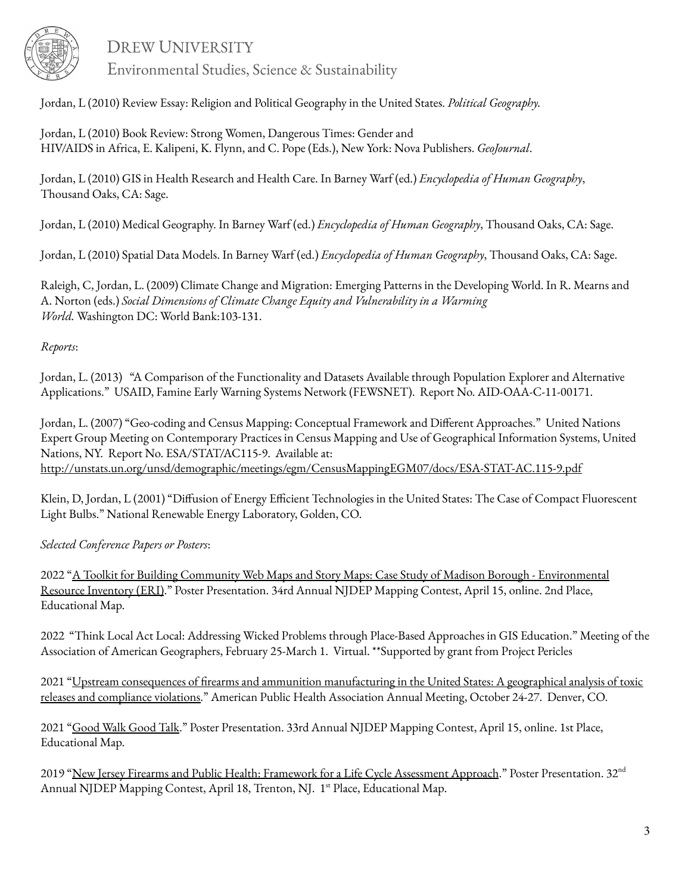Jordan, L (2010) Review Essay: Religion and Political Geography in the United States. *Political Geography.*

Jordan, L (2010) Book Review: Strong Women, Dangerous Times: Gender and HIV/AIDS in Africa, E. Kalipeni, K. Flynn, and C. Pope (Eds.), New York: Nova Publishers. *GeoJournal*.

Jordan, L (2010) GIS in Health Research and Health Care. In Barney Warf (ed.) *Encyclopedia of Human Geography*, Thousand Oaks, CA: Sage.

Jordan, L (2010) Medical Geography. In Barney Warf (ed.) *Encyclopedia of Human Geography*, Thousand Oaks, CA: Sage.

Jordan, L (2010) Spatial Data Models. In Barney Warf (ed.) *Encyclopedia of Human Geography*, Thousand Oaks, CA: Sage.

Raleigh, C, Jordan, L. (2009) Climate Change and Migration: Emerging Patterns in the Developing World. In R. Mearns and A. Norton (eds.) *Social Dimensions of Climate Change Equity and Vulnerability in a Warming World*. Washington DC: World Bank:103-131.

*Reports*:

Jordan, L. (2013) "A Comparison of the Functionality and Datasets Available through Population Explorer and Alternative Applications." USAID, Famine Early Warning Systems Network (FEWSNET). Report No. AID-OAA-C-11-00171.

Jordan, L. (2007) "Geo-coding and Census Mapping: Conceptual Framework and Different Approaches." United Nations Expert Group Meeting on Contemporary Practices in Census Mapping and Use of Geographical Information Systems, United Nations, NY. Report No. ESA/STAT/AC115-9. Available at: http://unstats.un.org/unsd/demographic/meetings/egm/CensusMappingEGM07/docs/ESA-STAT-AC.115-9.pdf

Klein, D, Jordan, L (2001) "Diffusion of Energy Efficient Technologies in the United States: The Case of Compact Fluorescent Light Bulbs." National Renewable Energy Laboratory, Golden, CO.

*Selected Conference Papers or Posters*:

2022 "A Toolkit for Building Community Web Maps and Story Maps: Case Study of Madison Borough - Environmental Resource Inventory (ERI)." Poster Presentation. 34rd Annual NJDEP Mapping Contest, April 15, online. 2nd Place, Educational Map.

2022 "Think Local Act Local: Addressing Wicked Problems through Place-Based Approaches in GIS Education." Meeting of the Association of American Geographers, February 25-March 1. Virtual. **Supported by grant from Project Pericles

2021 "Upstream consequences of firearms and ammunition manufacturing in the United States: A geographical analysis of toxic releases and compliance violations." American Public Health Association Annual Meeting, October 24-27. Denver, CO.

2021 "Good Walk Good Talk." Poster Presentation. 33rd Annual NJDEP Mapping Contest, April 15, online. 1st Place, Educational Map.

2019 "New Jersey Firearms and Public Health: Framework for a Life Cycle Assessment Approach." Poster Presentation. 32nd Annual NJDEP Mapping Contest, April 18, Trenton, NJ. 1st Place, Educational Map.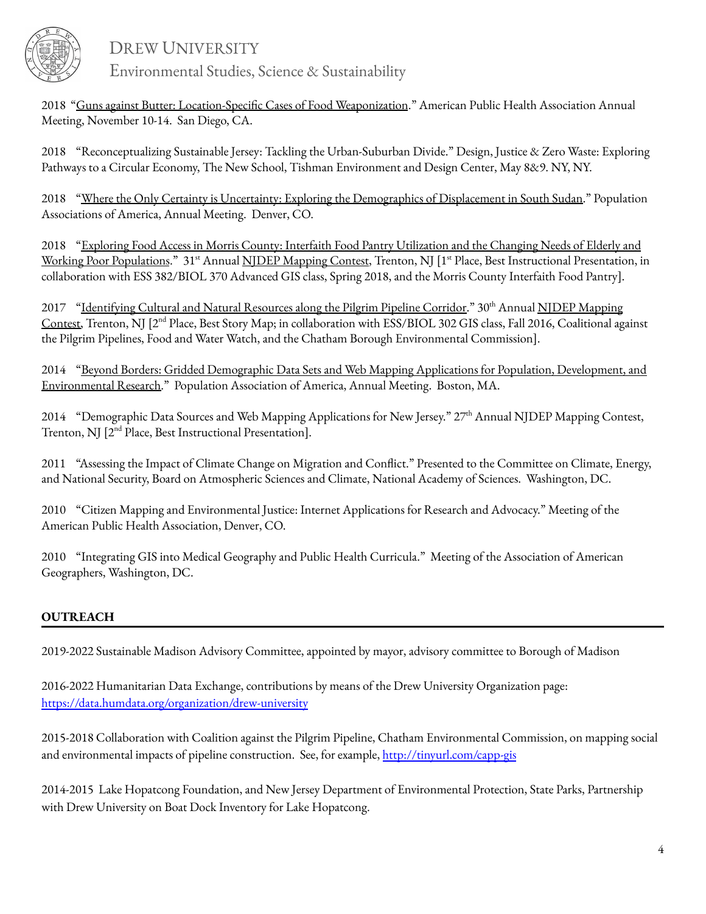2018 "Guns against Butter: Location-Specific Cases of Food Weaponization." American Public Health Association Annual Meeting, November 10-14. San Diego, CA.

2018 "Reconceptualizing Sustainable Jersey: Tackling the Urban-Suburban Divide." Design, Justice & Zero Waste: Exploring Pathways to a Circular Economy, The New School, Tishman Environment and Design Center, May 8&9. NY, NY.

2018 "Where the Only Certainty is Uncertainty: Exploring the Demographics of Displacement in South Sudan." Population Associations of America, Annual Meeting. Denver, CO.

2018 "Exploring Food Access in Morris County: Interfaith Food Pantry Utilization and the Changing Needs of Elderly and Working Poor Populations." 31st Annual NJDEP Mapping Contest, Trenton, NJ [1st Place, Best Instructional Presentation, in collaboration with ESS 382/BIOL 370 Advanced GIS class, Spring 2018, and the Morris County Interfaith Food Pantry].

2017 "Identifying Cultural and Natural Resources along the Pilgrim Pipeline Corridor." 30th Annual NJDEP Mapping Contest, Trenton, NJ [2nd Place, Best Story Map; in collaboration with ESS/BIOL 302 GIS class, Fall 2016, Coalitional against the Pilgrim Pipelines, Food and Water Watch, and the Chatham Borough Environmental Commission].

2014 "Beyond Borders: Gridded Demographic Data Sets and Web Mapping Applications for Population, Development, and Environmental Research." Population Association of America, Annual Meeting. Boston, MA.

2014 "Demographic Data Sources and Web Mapping Applications for New Jersey." 27th Annual NJDEP Mapping Contest, Trenton, NJ [2nd Place, Best Instructional Presentation].

2011 "Assessing the Impact of Climate Change on Migration and Conflict." Presented to the Committee on Climate, Energy, and National Security, Board on Atmospheric Sciences and Climate, National Academy of Sciences. Washington, DC.

2010 "Citizen Mapping and Environmental Justice: Internet Applications for Research and Advocacy." Meeting of the American Public Health Association, Denver, CO.

2010 "Integrating GIS into Medical Geography and Public Health Curricula." Meeting of the Association of American Geographers, Washington, DC.

## OUTREACH

2019-2022 Sustainable Madison Advisory Committee, appointed by mayor, advisory committee to Borough of Madison

2016-2022 Humanitarian Data Exchange, contributions by means of the Drew University Organization page: https://data.humdata.org/organization/drew-university

2015-2018 Collaboration with Coalition against the Pilgrim Pipeline, Chatham Environmental Commission, on mapping social and environmental impacts of pipeline construction. See, for example, http://tinyurl.com/capp-gis

2014-2015 Lake Hopatcong Foundation, and New Jersey Department of Environmental Protection, State Parks, Partnership with Drew University on Boat Dock Inventory for Lake Hopatcong.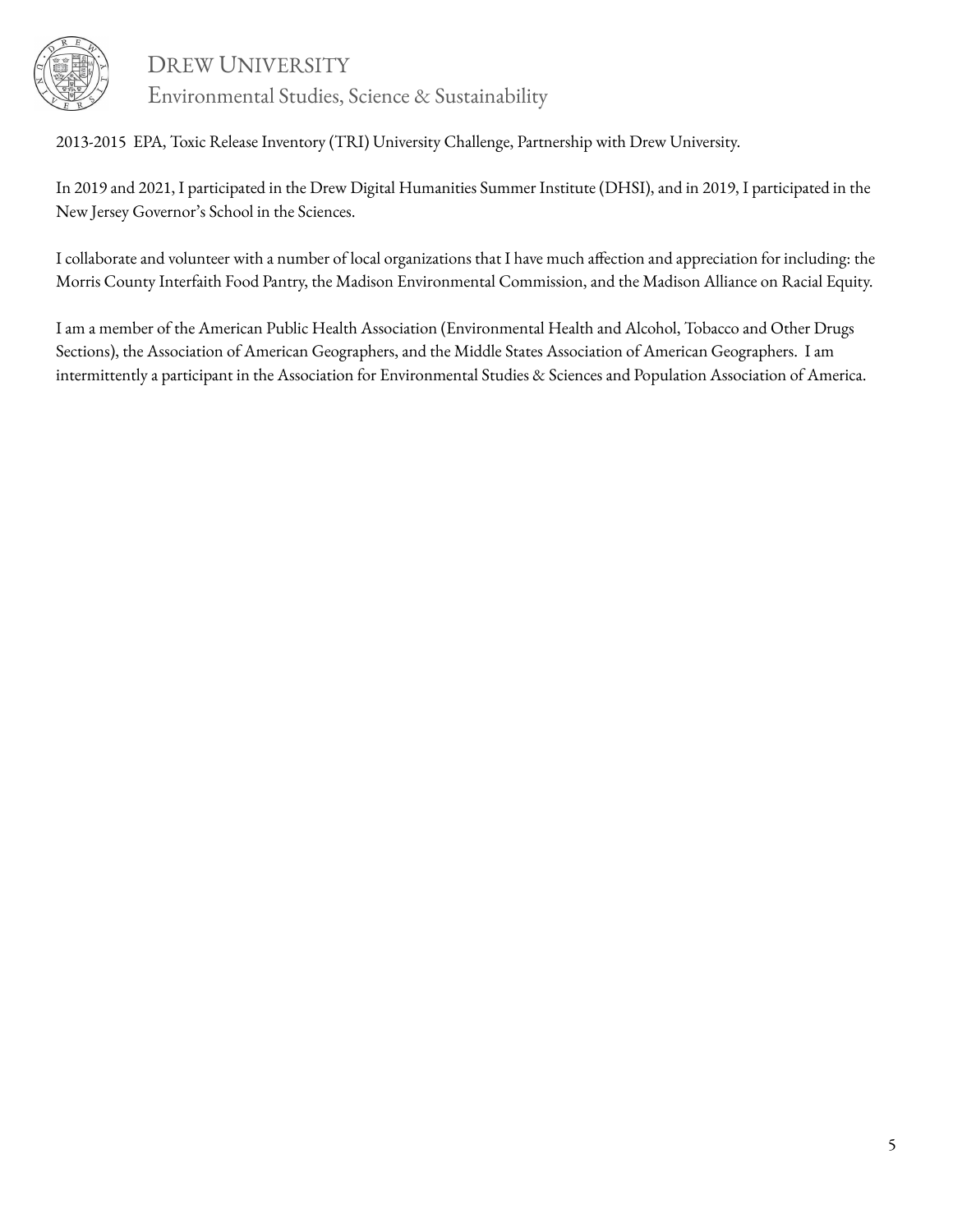2013-2015 EPA, Toxic Release Inventory (TRI) University Challenge, Partnership with Drew University.

In 2019 and 2021, I participated in the Drew Digital Humanities Summer Institute (DHSI), and in 2019, I participated in the New Jersey Governor's School in the Sciences.

I collaborate and volunteer with a number of local organizations that I have much affection and appreciation for including: the Morris County Interfaith Food Pantry, the Madison Environmental Commission, and the Madison Alliance on Racial Equity.

I am a member of the American Public Health Association (Environmental Health and Alcohol, Tobacco and Other Drugs Sections), the Association of American Geographers, and the Middle States Association of American Geographers. I am intermittently a participant in the Association for Environmental Studies & Sciences and Population Association of America.